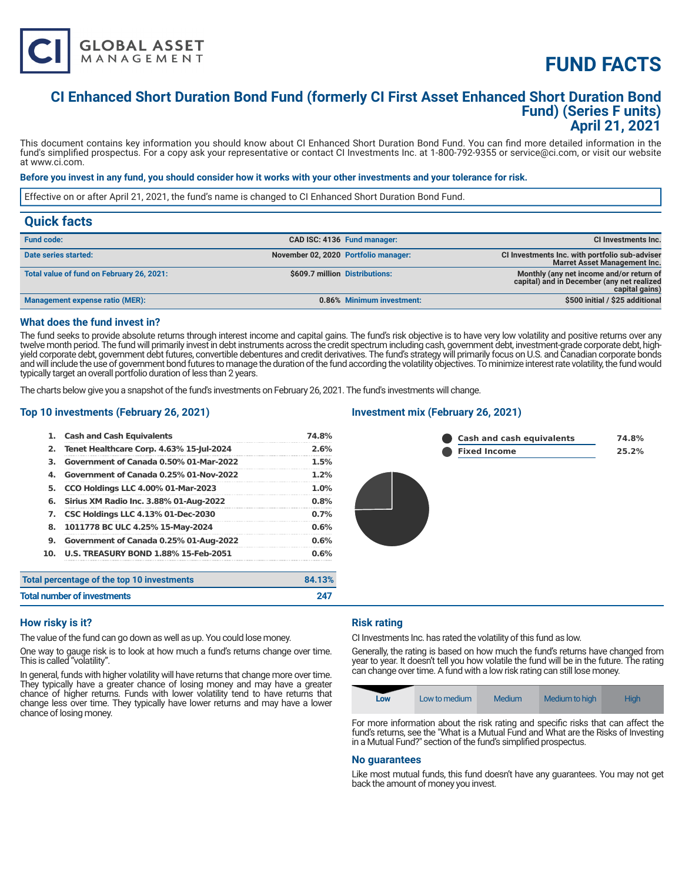# FUND FACTS

## CI Enhanced Short Duration Bond Fund (formerly CI First Asset Enhanced Short Duration Bond Fund) (Series F units)

## April 21, 2021

This document contains key information you should know about CI Enhanced Short Duration Bond Fund. You can find more detailed information in the fund's simplified prospectus. For a copy ask your representative or contact CI Investments Inc. at 1-800-792-9355 or service@ci.com, or visit our website at www.ci.com.

**Before you invest in any fund, you should consider how it works with your other investments and your tolerance for risk.**

Effective on or after April 21, 2021, the fund's name is changed to CI Enhanced Short Duration Bond Fund.

## Quick facts

| | | | |
|---|---|---|---|
| **Fund code:** | CAD ISC: 4136 | **Fund manager:** | CI Investments Inc. |
| **Date series started:** | November 02, 2020 | **Portfolio manager:** | CI Investments Inc. with portfolio sub-adviser Marret Asset Management Inc. |
| **Total value of fund on February 26, 2021:** | $609.7 million | **Distributions:** | Monthly (any net income and/or return of capital) and in December (any net realized capital gains) |
| **Management expense ratio (MER):** | 0.86% | **Minimum investment:** | $500 initial / $25 additional |

### What does the fund invest in?

The fund seeks to provide absolute returns through interest income and capital gains. The fund's risk objective is to have very low volatility and positive returns over any twelve month period. The fund will primarily invest in debt instruments across the credit spectrum including cash, government debt, investment-grade corporate debt, high-yield corporate debt, government debt futures, convertible debentures and credit derivatives. The fund's strategy will primarily focus on U.S. and Canadian corporate bonds and will include the use of government bond futures to manage the duration of the fund according the volatility objectives. To minimize interest rate volatility, the fund would typically target an overall portfolio duration of less than 2 years.

The charts below give you a snapshot of the fund's investments on February 26, 2021. The fund's investments will change.

### Top 10 investments (February 26, 2021)

| | | |
|---|---|---|
| 1. | Cash and Cash Equivalents | 74.8% |
| 2. | Tenet Healthcare Corp. 4.63% 15-Jul-2024 | 2.6% |
| 3. | Government of Canada 0.50% 01-Mar-2022 | 1.5% |
| 4. | Government of Canada 0.25% 01-Nov-2022 | 1.2% |
| 5. | CCO Holdings LLC 4.00% 01-Mar-2023 | 1.0% |
| 6. | Sirius XM Radio Inc. 3.88% 01-Aug-2022 | 0.8% |
| 7. | CSC Holdings LLC 4.13% 01-Dec-2030 | 0.7% |
| 8. | 1011778 BC ULC 4.25% 15-May-2024 | 0.6% |
| 9. | Government of Canada 0.25% 01-Aug-2022 | 0.6% |
| 10. | U.S. TREASURY BOND 1.88% 15-Feb-2051 | 0.6% |
| | **Total percentage of the top 10 investments** | **84.13%** |
| | **Total number of investments** | **247** |

### Investment mix (February 26, 2021)

| | |
|---|---|
| Cash and cash equivalents | 74.8% |
| Fixed Income | 25.2% |

### How risky is it?

The value of the fund can go down as well as up. You could lose money.

One way to gauge risk is to look at how much a fund's returns change over time. This is called "volatility".

In general, funds with higher volatility will have returns that change more over time. They typically have a greater chance of losing money and may have a greater chance of higher returns. Funds with lower volatility tend to have returns that change less over time. They typically have lower returns and may have a lower chance of losing money.

### Risk rating

CI Investments Inc. has rated the volatility of this fund as low.

Generally, the rating is based on how much the fund's returns have changed from year to year. It doesn't tell you how volatile the fund will be in the future. The rating can change over time. A fund with a low risk rating can still lose money.

| **Low** | Low to medium | Medium | Medium to high | High |
|---|---|---|---|---|

For more information about the risk rating and specific risks that can affect the fund's returns, see the "What is a Mutual Fund and What are the Risks of Investing in a Mutual Fund?" section of the fund's simplified prospectus.

### No guarantees

Like most mutual funds, this fund doesn't have any guarantees. You may not get back the amount of money you invest.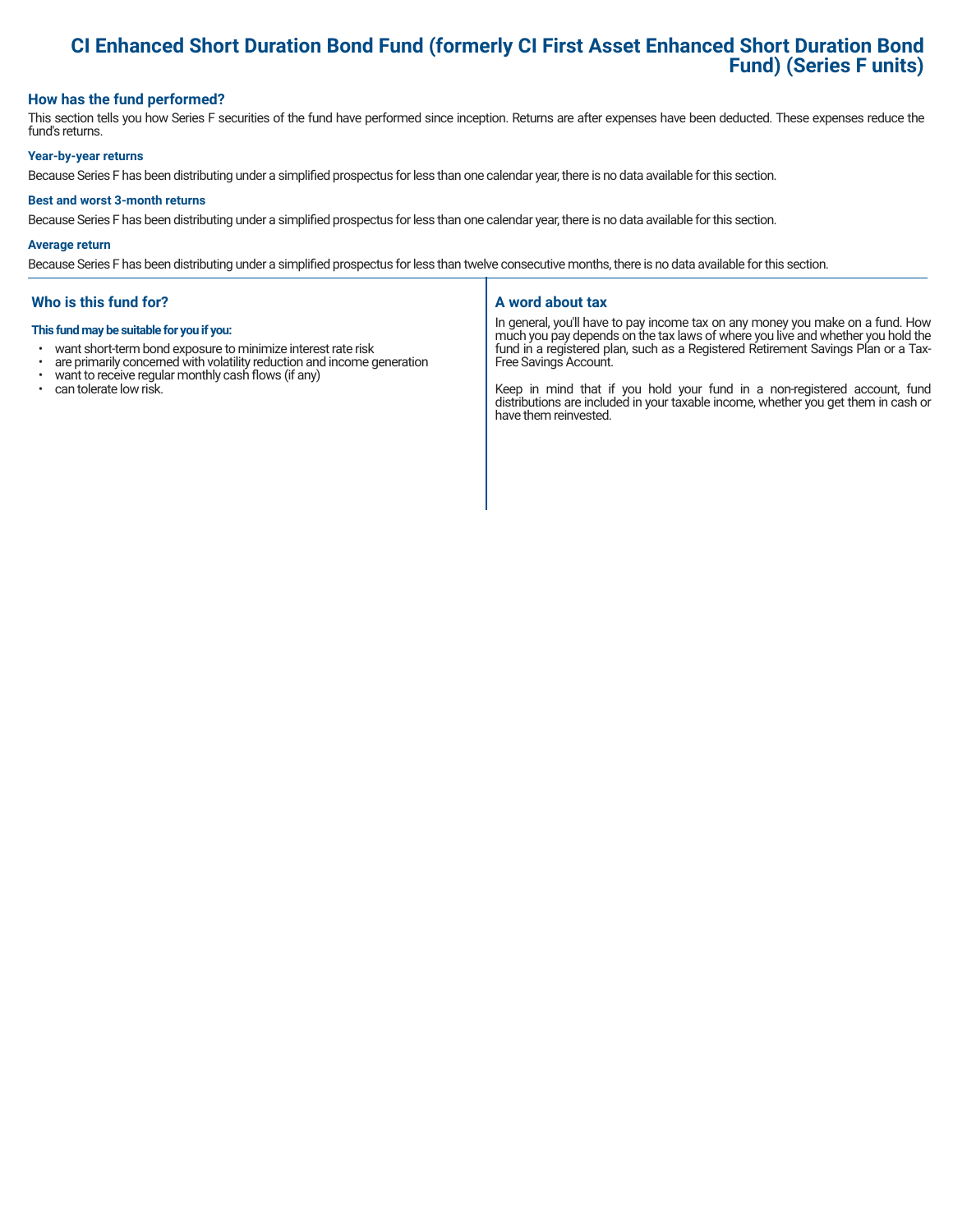# CI Enhanced Short Duration Bond Fund (formerly CI First Asset Enhanced Short Duration Bond Fund) (Series F units)

## How has the fund performed?

This section tells you how Series F securities of the fund have performed since inception. Returns are after expenses have been deducted. These expenses reduce the fund's returns.

### Year-by-year returns

Because Series F has been distributing under a simplified prospectus for less than one calendar year, there is no data available for this section.

### Best and worst 3-month returns

Because Series F has been distributing under a simplified prospectus for less than one calendar year, there is no data available for this section.

### Average return

Because Series F has been distributing under a simplified prospectus for less than twelve consecutive months, there is no data available for this section.

## Who is this fund for?

**This fund may be suitable for you if you:**

- want short-term bond exposure to minimize interest rate risk
- are primarily concerned with volatility reduction and income generation
- want to receive regular monthly cash flows (if any)
- can tolerate low risk.

## A word about tax

In general, you'll have to pay income tax on any money you make on a fund. How much you pay depends on the tax laws of where you live and whether you hold the fund in a registered plan, such as a Registered Retirement Savings Plan or a Tax-Free Savings Account.

Keep in mind that if you hold your fund in a non-registered account, fund distributions are included in your taxable income, whether you get them in cash or have them reinvested.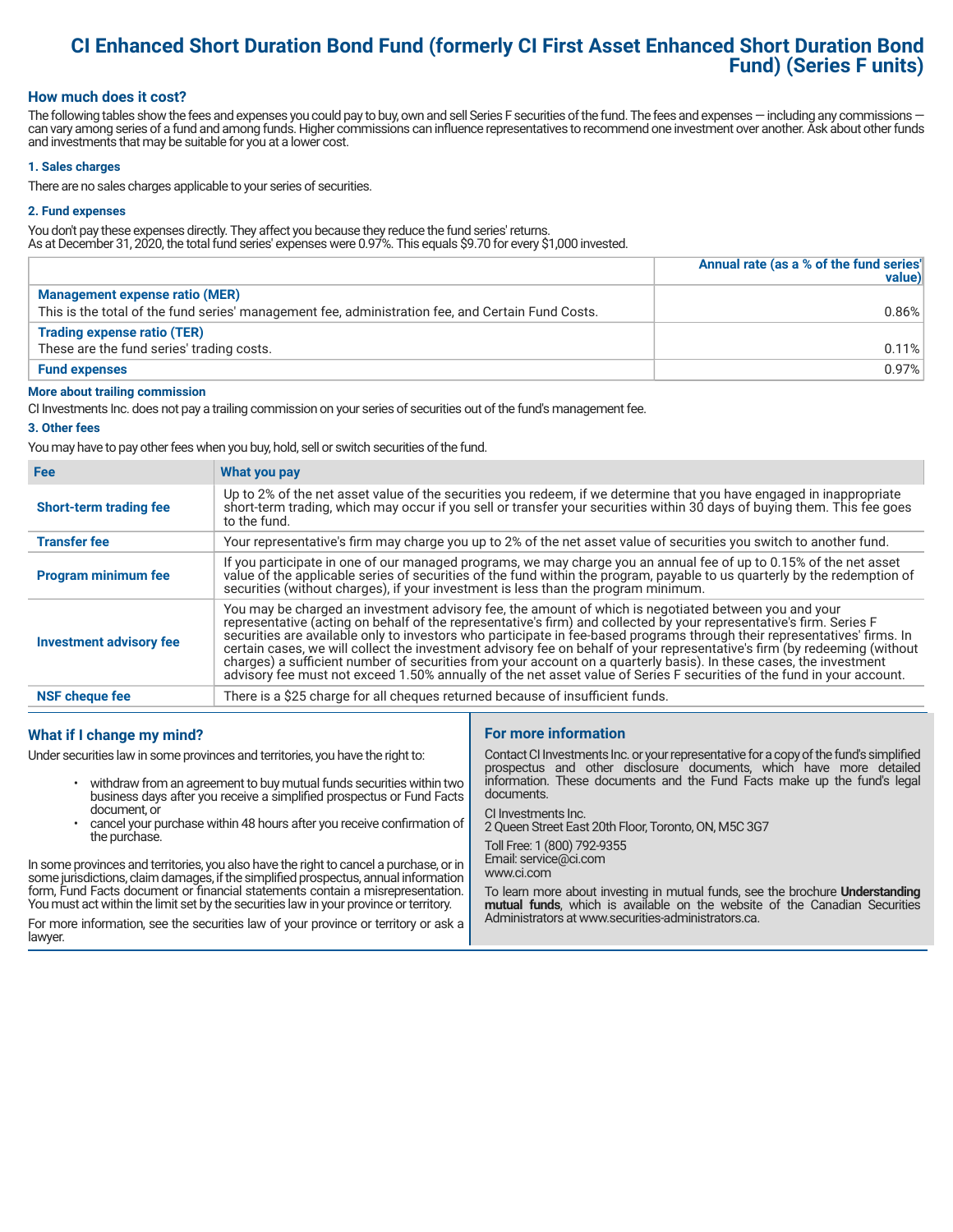# CI Enhanced Short Duration Bond Fund (formerly CI First Asset Enhanced Short Duration Bond Fund) (Series F units)

## How much does it cost?

The following tables show the fees and expenses you could pay to buy, own and sell Series F securities of the fund. The fees and expenses — including any commissions — can vary among series of a fund and among funds. Higher commissions can influence representatives to recommend one investment over another. Ask about other funds and investments that may be suitable for you at a lower cost.

### 1. Sales charges

There are no sales charges applicable to your series of securities.

### 2. Fund expenses

You don't pay these expenses directly. They affect you because they reduce the fund series' returns.
As at December 31, 2020, the total fund series' expenses were 0.97%. This equals $9.70 for every $1,000 invested.

| | Annual rate (as a % of the fund series' value) |
|---|---|
| **Management expense ratio (MER)**<br>This is the total of the fund series' management fee, administration fee, and Certain Fund Costs. | 0.86% |
| **Trading expense ratio (TER)**<br>These are the fund series' trading costs. | 0.11% |
| **Fund expenses** | 0.97% |

### More about trailing commission

CI Investments Inc. does not pay a trailing commission on your series of securities out of the fund's management fee.

### 3. Other fees

You may have to pay other fees when you buy, hold, sell or switch securities of the fund.

| Fee | What you pay |
|---|---|
| **Short-term trading fee** | Up to 2% of the net asset value of the securities you redeem, if we determine that you have engaged in inappropriate short-term trading, which may occur if you sell or transfer your securities within 30 days of buying them. This fee goes to the fund. |
| **Transfer fee** | Your representative's firm may charge you up to 2% of the net asset value of securities you switch to another fund. |
| **Program minimum fee** | If you participate in one of our managed programs, we may charge you an annual fee of up to 0.15% of the net asset value of the applicable series of securities of the fund within the program, payable to us quarterly by the redemption of securities (without charges), if your investment is less than the program minimum. |
| **Investment advisory fee** | You may be charged an investment advisory fee, the amount of which is negotiated between you and your representative (acting on behalf of the representative's firm) and collected by your representative's firm. Series F securities are available only to investors who participate in fee-based programs through their representatives' firms. In certain cases, we will collect the investment advisory fee on behalf of your representative's firm (by redeeming (without charges) a sufficient number of securities from your account on a quarterly basis). In these cases, the investment advisory fee must not exceed 1.50% annually of the net asset value of Series F securities of the fund in your account. |
| **NSF cheque fee** | There is a $25 charge for all cheques returned because of insufficient funds. |

## What if I change my mind?

Under securities law in some provinces and territories, you have the right to:

- withdraw from an agreement to buy mutual funds securities within two business days after you receive a simplified prospectus or Fund Facts document, or
- cancel your purchase within 48 hours after you receive confirmation of the purchase.

In some provinces and territories, you also have the right to cancel a purchase, or in some jurisdictions, claim damages, if the simplified prospectus, annual information form, Fund Facts document or financial statements contain a misrepresentation. You must act within the limit set by the securities law in your province or territory.

For more information, see the securities law of your province or territory or ask a lawyer.

## For more information

Contact CI Investments Inc. or your representative for a copy of the fund's simplified prospectus and other disclosure documents, which have more detailed information. These documents and the Fund Facts make up the fund's legal documents.

CI Investments Inc.
2 Queen Street East 20th Floor, Toronto, ON, M5C 3G7

Toll Free: 1 (800) 792-9355
Email: service@ci.com
www.ci.com

To learn more about investing in mutual funds, see the brochure **Understanding mutual funds**, which is available on the website of the Canadian Securities Administrators at www.securities-administrators.ca.